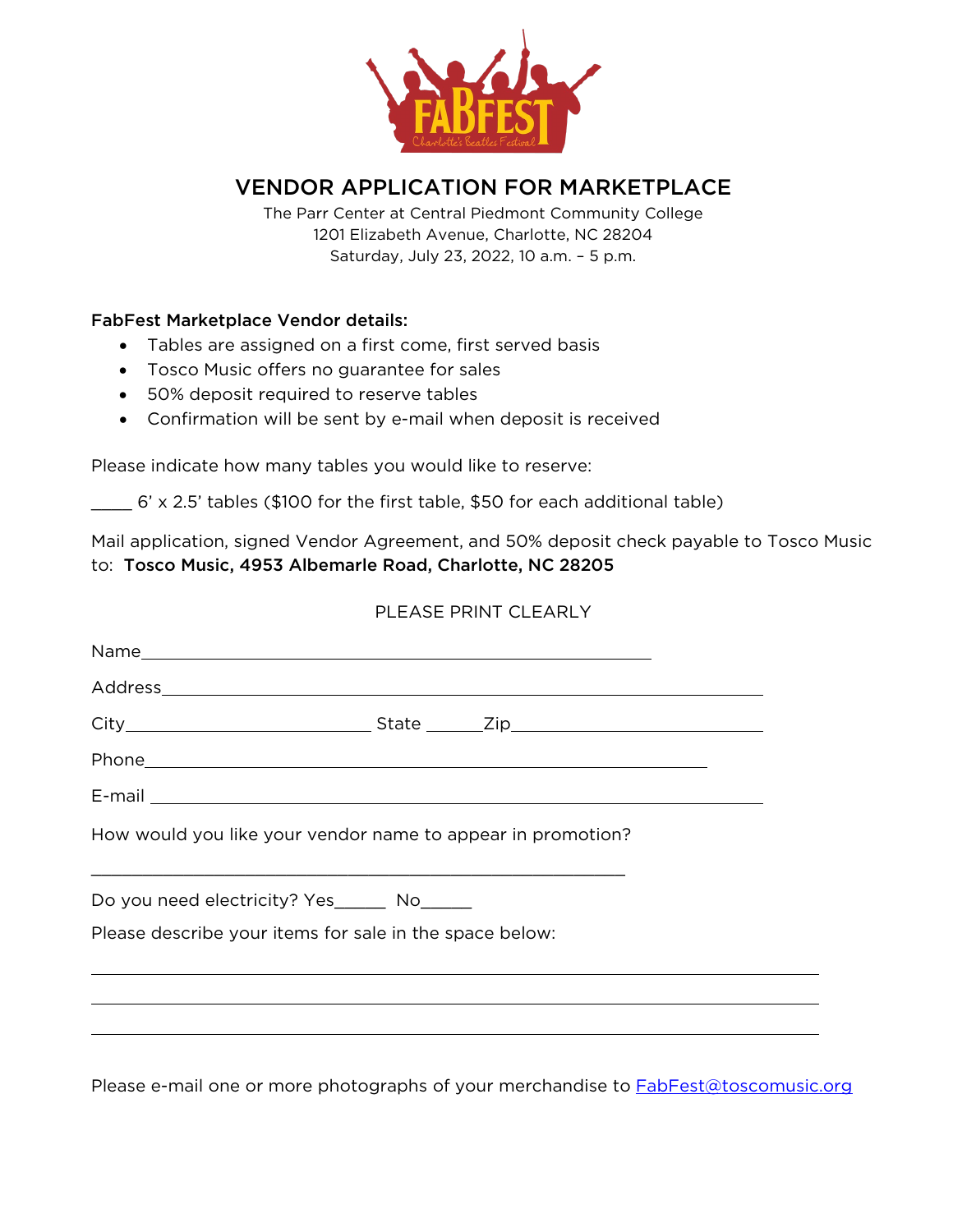# VENDOR APPLICATION FOR MARKETPLACE

The Parr Center at Central Piedmont Community College
1201 Elizabeth Avenue, Charlotte, NC 28204
Saturday, July 23, 2022, 10 a.m. – 5 p.m.

**FabFest Marketplace Vendor details:**

- Tables are assigned on a first come, first served basis
- Tosco Music offers no guarantee for sales
- 50% deposit required to reserve tables
- Confirmation will be sent by e-mail when deposit is received

Please indicate how many tables you would like to reserve:

____ 6' x 2.5' tables ($100 for the first table, $50 for each additional table)

Mail application, signed Vendor Agreement, and 50% deposit check payable to Tosco Music to: **Tosco Music, 4953 Albemarle Road, Charlotte, NC 28205**

PLEASE PRINT CLEARLY

Name_______________________________________________

Address_______________________________________________

City_____________________ State _____Zip_____________________

Phone_______________________________________________

E-mail _______________________________________________

How would you like your vendor name to appear in promotion?

_______________________________________________

Do you need electricity? Yes_____ No_____

Please describe your items for sale in the space below:

_______________________________________________

_______________________________________________

_______________________________________________

Please e-mail one or more photographs of your merchandise to FabFest@toscomusic.org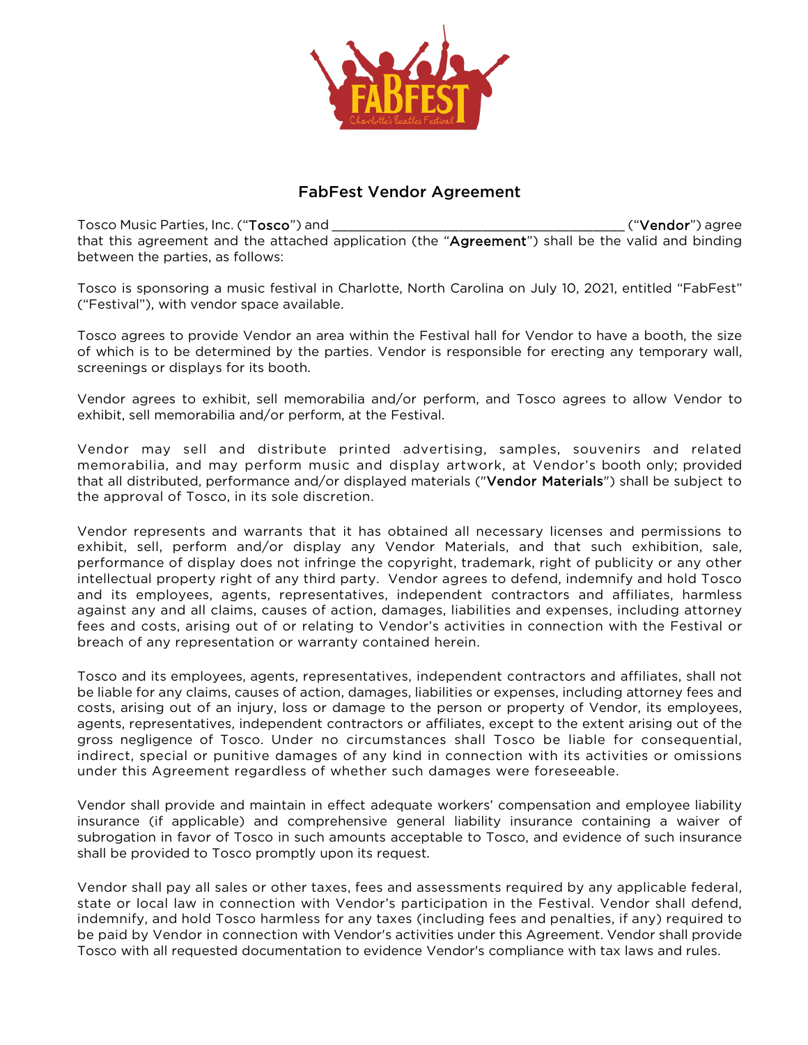# FabFest Vendor Agreement

Tosco Music Parties, Inc. ("**Tosco**") and _______________________________________ ("**Vendor**") agree that this agreement and the attached application (the "**Agreement**") shall be the valid and binding between the parties, as follows:

Tosco is sponsoring a music festival in Charlotte, North Carolina on July 10, 2021, entitled "FabFest" ("Festival"), with vendor space available.

Tosco agrees to provide Vendor an area within the Festival hall for Vendor to have a booth, the size of which is to be determined by the parties. Vendor is responsible for erecting any temporary wall, screenings or displays for its booth.

Vendor agrees to exhibit, sell memorabilia and/or perform, and Tosco agrees to allow Vendor to exhibit, sell memorabilia and/or perform, at the Festival.

Vendor may sell and distribute printed advertising, samples, souvenirs and related memorabilia, and may perform music and display artwork, at Vendor's booth only; provided that all distributed, performance and/or displayed materials ("**Vendor Materials**") shall be subject to the approval of Tosco, in its sole discretion.

Vendor represents and warrants that it has obtained all necessary licenses and permissions to exhibit, sell, perform and/or display any Vendor Materials, and that such exhibition, sale, performance of display does not infringe the copyright, trademark, right of publicity or any other intellectual property right of any third party. Vendor agrees to defend, indemnify and hold Tosco and its employees, agents, representatives, independent contractors and affiliates, harmless against any and all claims, causes of action, damages, liabilities and expenses, including attorney fees and costs, arising out of or relating to Vendor's activities in connection with the Festival or breach of any representation or warranty contained herein.

Tosco and its employees, agents, representatives, independent contractors and affiliates, shall not be liable for any claims, causes of action, damages, liabilities or expenses, including attorney fees and costs, arising out of an injury, loss or damage to the person or property of Vendor, its employees, agents, representatives, independent contractors or affiliates, except to the extent arising out of the gross negligence of Tosco. Under no circumstances shall Tosco be liable for consequential, indirect, special or punitive damages of any kind in connection with its activities or omissions under this Agreement regardless of whether such damages were foreseeable.

Vendor shall provide and maintain in effect adequate workers' compensation and employee liability insurance (if applicable) and comprehensive general liability insurance containing a waiver of subrogation in favor of Tosco in such amounts acceptable to Tosco, and evidence of such insurance shall be provided to Tosco promptly upon its request.

Vendor shall pay all sales or other taxes, fees and assessments required by any applicable federal, state or local law in connection with Vendor's participation in the Festival. Vendor shall defend, indemnify, and hold Tosco harmless for any taxes (including fees and penalties, if any) required to be paid by Vendor in connection with Vendor's activities under this Agreement. Vendor shall provide Tosco with all requested documentation to evidence Vendor's compliance with tax laws and rules.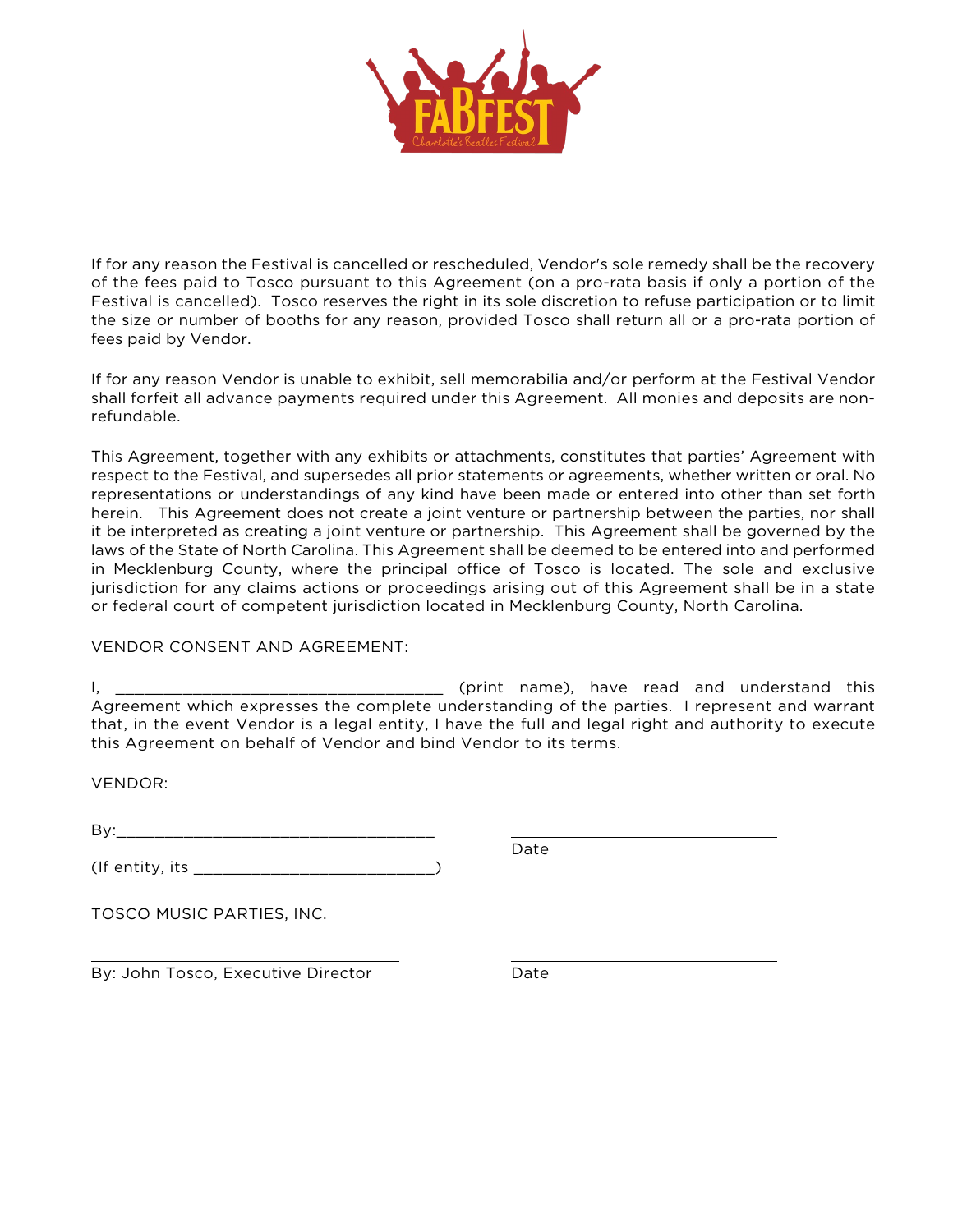If for any reason the Festival is cancelled or rescheduled, Vendor's sole remedy shall be the recovery of the fees paid to Tosco pursuant to this Agreement (on a pro-rata basis if only a portion of the Festival is cancelled). Tosco reserves the right in its sole discretion to refuse participation or to limit the size or number of booths for any reason, provided Tosco shall return all or a pro-rata portion of fees paid by Vendor.

If for any reason Vendor is unable to exhibit, sell memorabilia and/or perform at the Festival Vendor shall forfeit all advance payments required under this Agreement. All monies and deposits are non-refundable.

This Agreement, together with any exhibits or attachments, constitutes that parties' Agreement with respect to the Festival, and supersedes all prior statements or agreements, whether written or oral. No representations or understandings of any kind have been made or entered into other than set forth herein. This Agreement does not create a joint venture or partnership between the parties, nor shall it be interpreted as creating a joint venture or partnership. This Agreement shall be governed by the laws of the State of North Carolina. This Agreement shall be deemed to be entered into and performed in Mecklenburg County, where the principal office of Tosco is located. The sole and exclusive jurisdiction for any claims actions or proceedings arising out of this Agreement shall be in a state or federal court of competent jurisdiction located in Mecklenburg County, North Carolina.

VENDOR CONSENT AND AGREEMENT:

I, ___________________________________ (print name), have read and understand this Agreement which expresses the complete understanding of the parties. I represent and warrant that, in the event Vendor is a legal entity, I have the full and legal right and authority to execute this Agreement on behalf of Vendor and bind Vendor to its terms.

VENDOR:

By:___________________________________ ______________________________

(If entity, its __________________________) Date

TOSCO MUSIC PARTIES, INC.

___________________________________ ______________________________

By: John Tosco, Executive Director Date